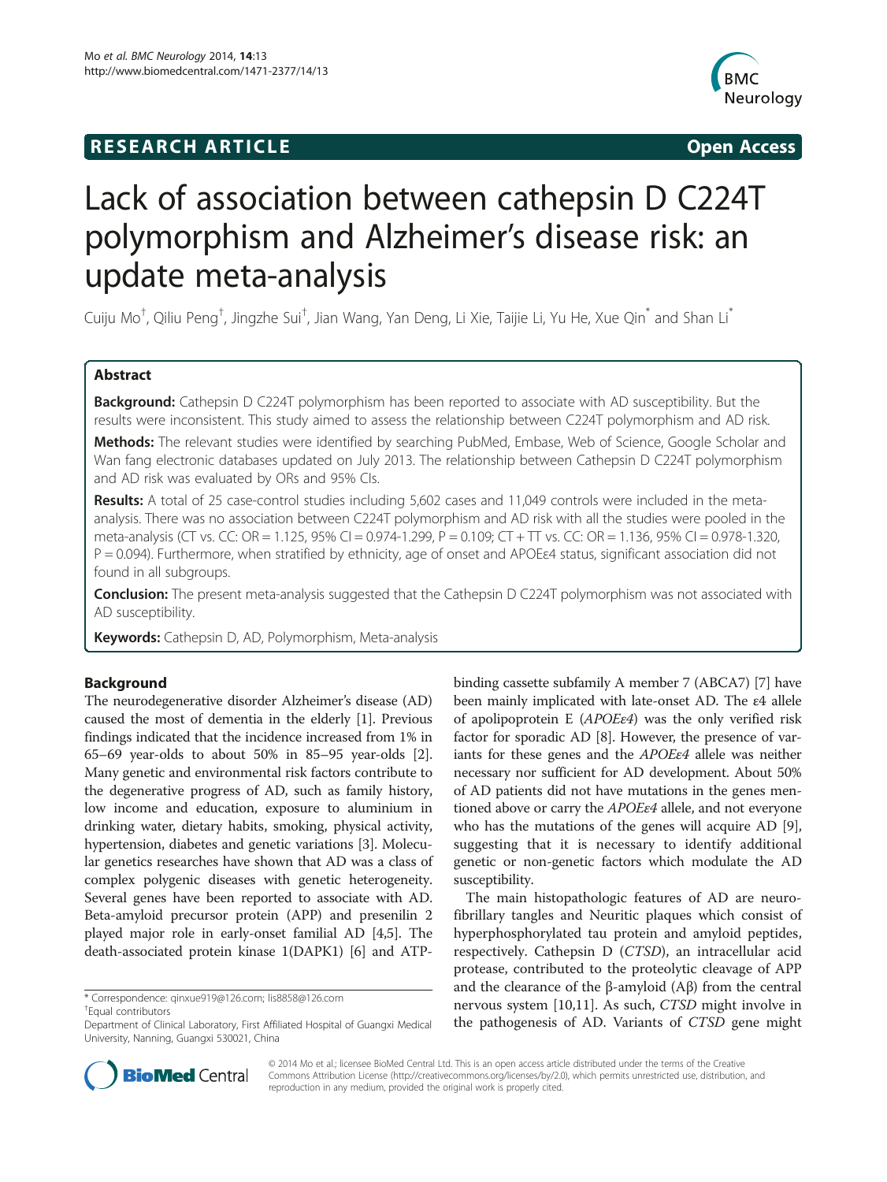RESEARCH ARTICLE Open Access

# Lack of association between cathepsin D C224T polymorphism and Alzheimer's disease risk: an update meta-analysis

Cuiju Mo[†], Qiliu Peng[†], Jingzhe Sui[†], Jian Wang, Yan Deng, Li Xie, Taijie Li, Yu He, Xue Qin[*] and Shan Li[*]

## Abstract

**Background:** Cathepsin D C224T polymorphism has been reported to associate with AD susceptibility. But the results were inconsistent. This study aimed to assess the relationship between C224T polymorphism and AD risk.

**Methods:** The relevant studies were identified by searching PubMed, Embase, Web of Science, Google Scholar and Wan fang electronic databases updated on July 2013. The relationship between Cathepsin D C224T polymorphism and AD risk was evaluated by ORs and 95% CIs.

**Results:** A total of 25 case-control studies including 5,602 cases and 11,049 controls were included in the meta-analysis. There was no association between C224T polymorphism and AD risk with all the studies were pooled in the meta-analysis (CT vs. CC: OR = 1.125, 95% CI = 0.974-1.299, P = 0.109; CT + TT vs. CC: OR = 1.136, 95% CI = 0.978-1.320, P = 0.094). Furthermore, when stratified by ethnicity, age of onset and APOEε4 status, significant association did not found in all subgroups.

**Conclusion:** The present meta-analysis suggested that the Cathepsin D C224T polymorphism was not associated with AD susceptibility.

**Keywords:** Cathepsin D, AD, Polymorphism, Meta-analysis

## Background

The neurodegenerative disorder Alzheimer's disease (AD) caused the most of dementia in the elderly [1]. Previous findings indicated that the incidence increased from 1% in 65–69 year-olds to about 50% in 85–95 year-olds [2]. Many genetic and environmental risk factors contribute to the degenerative progress of AD, such as family history, low income and education, exposure to aluminium in drinking water, dietary habits, smoking, physical activity, hypertension, diabetes and genetic variations [3]. Molecular genetics researches have shown that AD was a class of complex polygenic diseases with genetic heterogeneity. Several genes have been reported to associate with AD. Beta-amyloid precursor protein (APP) and presenilin 2 played major role in early-onset familial AD [4,5]. The death-associated protein kinase 1(DAPK1) [6] and ATP-binding cassette subfamily A member 7 (ABCA7) [7] have been mainly implicated with late-onset AD. The ε4 allele of apolipoprotein E (*APOEε4*) was the only verified risk factor for sporadic AD [8]. However, the presence of variants for these genes and the *APOEε4* allele was neither necessary nor sufficient for AD development. About 50% of AD patients did not have mutations in the genes mentioned above or carry the *APOEε4* allele, and not everyone who has the mutations of the genes will acquire AD [9], suggesting that it is necessary to identify additional genetic or non-genetic factors which modulate the AD susceptibility.

The main histopathologic features of AD are neurofibrillary tangles and Neuritic plaques which consist of hyperphosphorylated tau protein and amyloid peptides, respectively. Cathepsin D (*CTSD*), an intracellular acid protease, contributed to the proteolytic cleavage of APP and the clearance of the β-amyloid (Aβ) from the central nervous system [10,11]. As such, *CTSD* might involve in the pathogenesis of AD. Variants of *CTSD* gene might

\* Correspondence: qinxue919@126.com; lis8858@126.com
†Equal contributors
Department of Clinical Laboratory, First Affiliated Hospital of Guangxi Medical University, Nanning, Guangxi 530021, China

© 2014 Mo et al.; licensee BioMed Central Ltd. This is an open access article distributed under the terms of the Creative Commons Attribution License (http://creativecommons.org/licenses/by/2.0), which permits unrestricted use, distribution, and reproduction in any medium, provided the original work is properly cited.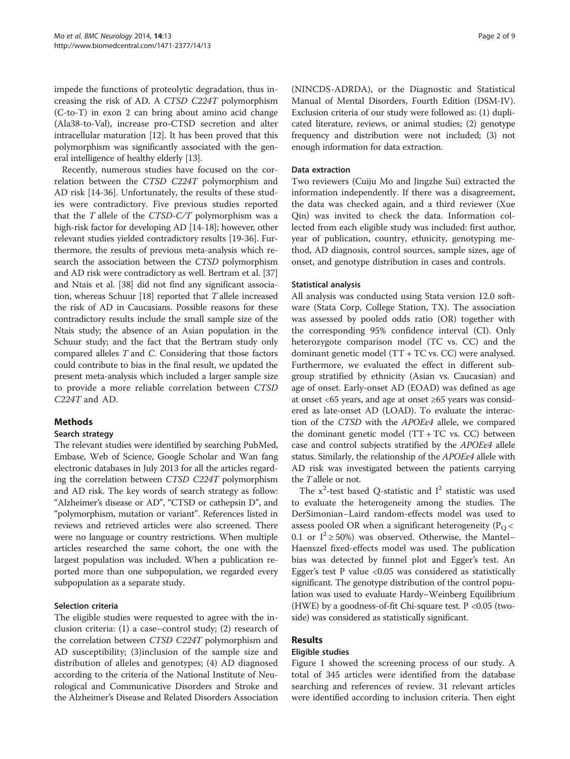impede the functions of proteolytic degradation, thus increasing the risk of AD. A *CTSD C224T* polymorphism (C-to-T) in exon 2 can bring about amino acid change (Ala38-to-Val), increase pro-CTSD secretion and alter intracellular maturation [12]. It has been proved that this polymorphism was significantly associated with the general intelligence of healthy elderly [13].

Recently, numerous studies have focused on the correlation between the *CTSD C224T* polymorphism and AD risk [14-36]. Unfortunately, the results of these studies were contradictory. Five previous studies reported that the *T* allele of the *CTSD-C/T* polymorphism was a high-risk factor for developing AD [14-18]; however, other relevant studies yielded contradictory results [19-36]. Furthermore, the results of previous meta-analysis which research the association between the *CTSD* polymorphism and AD risk were contradictory as well. Bertram et al. [37] and Ntais et al. [38] did not find any significant association, whereas Schuur [18] reported that *T* allele increased the risk of AD in Caucasians. Possible reasons for these contradictory results include the small sample size of the Ntais study; the absence of an Asian population in the Schuur study; and the fact that the Bertram study only compared alleles *T* and *C*. Considering that those factors could contribute to bias in the final result, we updated the present meta-analysis which included a larger sample size to provide a more reliable correlation between *CTSD C224T* and AD.

## Methods

### Search strategy

The relevant studies were identified by searching PubMed, Embase, Web of Science, Google Scholar and Wan fang electronic databases in July 2013 for all the articles regarding the correlation between *CTSD C224T* polymorphism and AD risk. The key words of search strategy as follow: "Alzheimer's disease or AD", "CTSD or cathepsin D", and "polymorphism, mutation or variant". References listed in reviews and retrieved articles were also screened. There were no language or country restrictions. When multiple articles researched the same cohort, the one with the largest population was included. When a publication reported more than one subpopulation, we regarded every subpopulation as a separate study.

### Selection criteria

The eligible studies were requested to agree with the inclusion criteria: (1) a case–control study; (2) research of the correlation between *CTSD C224T* polymorphism and AD susceptibility; (3)inclusion of the sample size and distribution of alleles and genotypes; (4) AD diagnosed according to the criteria of the National Institute of Neurological and Communicative Disorders and Stroke and the Alzheimer's Disease and Related Disorders Association (NINCDS-ADRDA), or the Diagnostic and Statistical Manual of Mental Disorders, Fourth Edition (DSM-IV). Exclusion criteria of our study were followed as: (1) duplicated literature, reviews, or animal studies; (2) genotype frequency and distribution were not included; (3) not enough information for data extraction.

### Data extraction

Two reviewers (Cuiju Mo and Jingzhe Sui) extracted the information independently. If there was a disagreement, the data was checked again, and a third reviewer (Xue Qin) was invited to check the data. Information collected from each eligible study was included: first author, year of publication, country, ethnicity, genotyping method, AD diagnosis, control sources, sample sizes, age of onset, and genotype distribution in cases and controls.

### Statistical analysis

All analysis was conducted using Stata version 12.0 software (Stata Corp, College Station, TX). The association was assessed by pooled odds ratio (OR) together with the corresponding 95% confidence interval (CI). Only heterozygote comparison model (TC vs. CC) and the dominant genetic model (TT + TC vs. CC) were analysed. Furthermore, we evaluated the effect in different subgroup stratified by ethnicity (Asian vs. Caucasian) and age of onset. Early-onset AD (EOAD) was defined as age at onset <65 years, and age at onset ≥65 years was considered as late-onset AD (LOAD). To evaluate the interaction of the *CTSD* with the *APOEε4* allele, we compared the dominant genetic model (TT + TC vs. CC) between case and control subjects stratified by the *APOEε4* allele status. Similarly, the relationship of the *APOEε4* allele with AD risk was investigated between the patients carrying the *T* allele or not.

The $x^2$-test based Q-statistic and $I^2$ statistic was used to evaluate the heterogeneity among the studies. The DerSimonian–Laird random-effects model was used to assess pooled OR when a significant heterogeneity ($P_Q < 0.1$ or $I^2 \geq 50\%$) was observed. Otherwise, the Mantel–Haenszel fixed-effects model was used. The publication bias was detected by funnel plot and Egger's test. An Egger's test P value <0.05 was considered as statistically significant. The genotype distribution of the control population was used to evaluate Hardy–Weinberg Equilibrium (HWE) by a goodness-of-fit Chi-square test. P <0.05 (two-side) was considered as statistically significant.

## Results

### Eligible studies

Figure 1 showed the screening process of our study. A total of 345 articles were identified from the database searching and references of review. 31 relevant articles were identified according to inclusion criteria. Then eight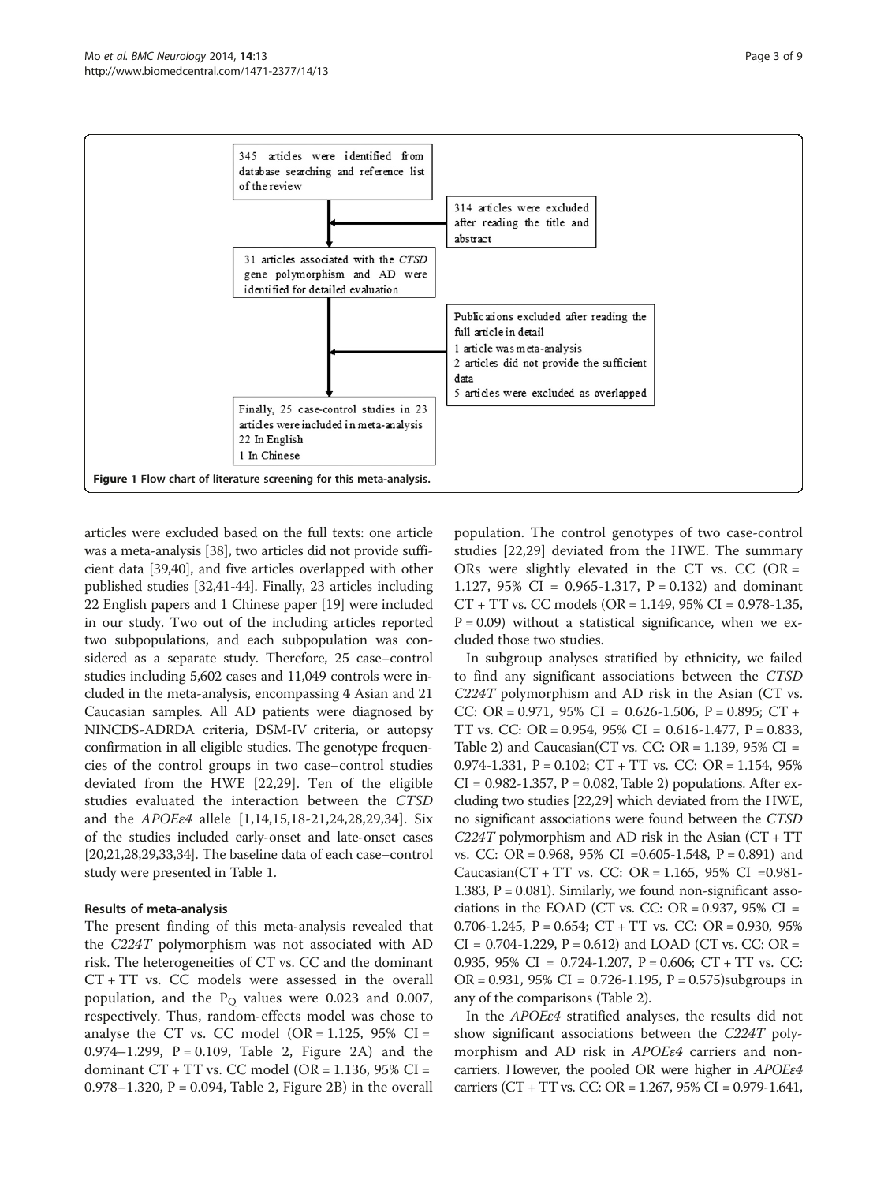345 articles were identified from database searching and reference list of the review

314 articles were excluded after reading the title and abstract

31 articles associated with the *CTSD* gene polymorphism and AD were identified for detailed evaluation

Publications excluded after reading the full article in detail
1 article was meta-analysis
2 articles did not provide the sufficient data
5 articles were excluded as overlapped

Finally, 25 case-control studies in 23 articles were included in meta-analysis
22 In English
1 In Chinese

**Figure 1 Flow chart of literature screening for this meta-analysis.**

articles were excluded based on the full texts: one article was a meta-analysis [38], two articles did not provide sufficient data [39,40], and five articles overlapped with other published studies [32,41-44]. Finally, 23 articles including 22 English papers and 1 Chinese paper [19] were included in our study. Two out of the including articles reported two subpopulations, and each subpopulation was considered as a separate study. Therefore, 25 case–control studies including 5,602 cases and 11,049 controls were included in the meta-analysis, encompassing 4 Asian and 21 Caucasian samples. All AD patients were diagnosed by NINCDS-ADRDA criteria, DSM-IV criteria, or autopsy confirmation in all eligible studies. The genotype frequencies of the control groups in two case–control studies deviated from the HWE [22,29]. Ten of the eligible studies evaluated the interaction between the *CTSD* and the *APOEε4* allele [1,14,15,18-21,24,28,29,34]. Six of the studies included early-onset and late-onset cases [20,21,28,29,33,34]. The baseline data of each case–control study were presented in Table 1.

### Results of meta-analysis

The present finding of this meta-analysis revealed that the *C224T* polymorphism was not associated with AD risk. The heterogeneities of CT vs. CC and the dominant CT + TT vs. CC models were assessed in the overall population, and the $P_Q$ values were 0.023 and 0.007, respectively. Thus, random-effects model was chose to analyse the CT vs. CC model (OR = 1.125, 95% CI = 0.974–1.299, P = 0.109, Table 2, Figure 2A) and the dominant CT + TT vs. CC model (OR = 1.136, 95% CI = 0.978–1.320, P = 0.094, Table 2, Figure 2B) in the overall population. The control genotypes of two case-control studies [22,29] deviated from the HWE. The summary ORs were slightly elevated in the CT vs. CC (OR = 1.127, 95% CI = 0.965-1.317, P = 0.132) and dominant CT + TT vs. CC models (OR = 1.149, 95% CI = 0.978-1.35, P = 0.09) without a statistical significance, when we excluded those two studies.

In subgroup analyses stratified by ethnicity, we failed to find any significant associations between the *CTSD C224T* polymorphism and AD risk in the Asian (CT vs. CC: OR = 0.971, 95% CI = 0.626-1.506, P = 0.895; CT + TT vs. CC: OR = 0.954, 95% CI = 0.616-1.477, P = 0.833, Table 2) and Caucasian(CT vs. CC: OR = 1.139, 95% CI = 0.974-1.331, P = 0.102; CT + TT vs. CC: OR = 1.154, 95% CI = 0.982-1.357, P = 0.082, Table 2) populations. After excluding two studies [22,29] which deviated from the HWE, no significant associations were found between the *CTSD C224T* polymorphism and AD risk in the Asian (CT + TT vs. CC: OR = 0.968, 95% CI =0.605-1.548, P = 0.891) and Caucasian(CT + TT vs. CC: OR = 1.165, 95% CI =0.981-1.383, P = 0.081). Similarly, we found non-significant associations in the EOAD (CT vs. CC: OR = 0.937, 95% CI = 0.706-1.245, P = 0.654; CT + TT vs. CC: OR = 0.930, 95% CI = 0.704-1.229, P = 0.612) and LOAD (CT vs. CC: OR = 0.935, 95% CI = 0.724-1.207, P = 0.606; CT + TT vs. CC: OR = 0.931, 95% CI = 0.726-1.195, P = 0.575)subgroups in any of the comparisons (Table 2).

In the *APOEε4* stratified analyses, the results did not show significant associations between the *C224T* polymorphism and AD risk in *APOEε4* carriers and non-carriers. However, the pooled OR were higher in *APOEε4* carriers (CT + TT vs. CC: OR = 1.267, 95% CI = 0.979-1.641,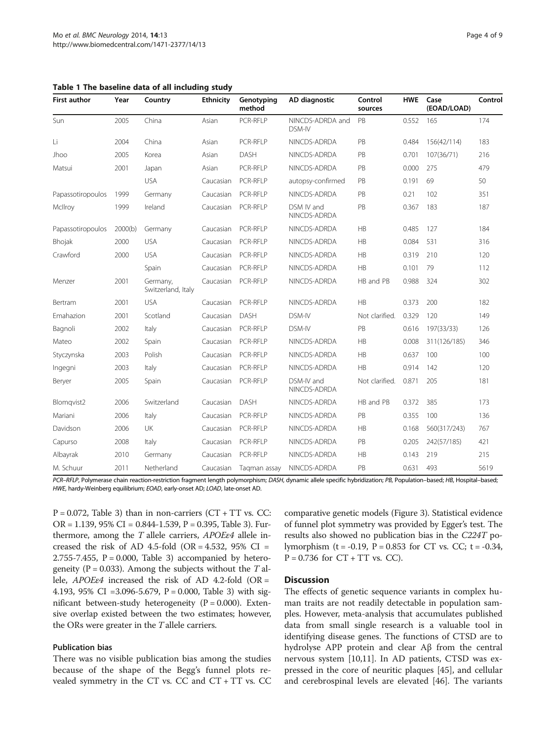**Table 1 The baseline data of all including study**

| First author | Year | Country | Ethnicity | Genotyping method | AD diagnostic | Control sources | HWE | Case (EOAD/LOAD) | Control |
|---|---|---|---|---|---|---|---|---|---|
| Sun | 2005 | China | Asian | PCR-RFLP | NINCDS-ADRDA and DSM-IV | PB | 0.552 | 165 | 174 |
| Li | 2004 | China | Asian | PCR-RFLP | NINCDS-ADRDA | PB | 0.484 | 156(42/114) | 183 |
| Jhoo | 2005 | Korea | Asian | DASH | NINCDS-ADRDA | PB | 0.701 | 107(36/71) | 216 |
| Matsui | 2001 | Japan | Asian | PCR-RFLP | NINCDS-ADRDA | PB | 0.000 | 275 | 479 |
| | | USA | Caucasian | PCR-RFLP | autopsy-confirmed | PB | 0.191 | 69 | 50 |
| Papassotiropoulos | 1999 | Germany | Caucasian | PCR-RFLP | NINCDS-ADRDA | PB | 0.21 | 102 | 351 |
| McIlroy | 1999 | Ireland | Caucasian | PCR-RFLP | DSM IV and NINCDS-ADRDA | PB | 0.367 | 183 | 187 |
| Papassotiropoulos | 2000(b) | Germany | Caucasian | PCR-RFLP | NINCDS-ADRDA | HB | 0.485 | 127 | 184 |
| Bhojak | 2000 | USA | Caucasian | PCR-RFLP | NINCDS-ADRDA | HB | 0.084 | 531 | 316 |
| Crawford | 2000 | USA | Caucasian | PCR-RFLP | NINCDS-ADRDA | HB | 0.319 | 210 | 120 |
| | | Spain | Caucasian | PCR-RFLP | NINCDS-ADRDA | HB | 0.101 | 79 | 112 |
| Menzer | 2001 | Germany, Switzerland, Italy | Caucasian | PCR-RFLP | NINCDS-ADRDA | HB and PB | 0.988 | 324 | 302 |
| Bertram | 2001 | USA | Caucasian | PCR-RFLP | NINCDS-ADRDA | HB | 0.373 | 200 | 182 |
| Emahazion | 2001 | Scotland | Caucasian | DASH | DSM-IV | Not clarified. | 0.329 | 120 | 149 |
| Bagnoli | 2002 | Italy | Caucasian | PCR-RFLP | DSM-IV | PB | 0.616 | 197(33/33) | 126 |
| Mateo | 2002 | Spain | Caucasian | PCR-RFLP | NINCDS-ADRDA | HB | 0.008 | 311(126/185) | 346 |
| Styczynska | 2003 | Polish | Caucasian | PCR-RFLP | NINCDS-ADRDA | HB | 0.637 | 100 | 100 |
| Ingegni | 2003 | Italy | Caucasian | PCR-RFLP | NINCDS-ADRDA | HB | 0.914 | 142 | 120 |
| Beryer | 2005 | Spain | Caucasian | PCR-RFLP | DSM-IV and NINCDS-ADRDA | Not clarified. | 0.871 | 205 | 181 |
| Blomqvist2 | 2006 | Switzerland | Caucasian | DASH | NINCDS-ADRDA | HB and PB | 0.372 | 385 | 173 |
| Mariani | 2006 | Italy | Caucasian | PCR-RFLP | NINCDS-ADRDA | PB | 0.355 | 100 | 136 |
| Davidson | 2006 | UK | Caucasian | PCR-RFLP | NINCDS-ADRDA | HB | 0.168 | 560(317/243) | 767 |
| Capurso | 2008 | Italy | Caucasian | PCR-RFLP | NINCDS-ADRDA | PB | 0.205 | 242(57/185) | 421 |
| Albayrak | 2010 | Germany | Caucasian | PCR-RFLP | NINCDS-ADRDA | HB | 0.143 | 219 | 215 |
| M. Schuur | 2011 | Netherland | Caucasian | Taqman assay | NINCDS-ADRDA | PB | 0.631 | 493 | 5619 |

*PCR–RFLP*, Polymerase chain reaction-restriction fragment length polymorphism; *DASH*, dynamic allele specific hybridization; *PB*, Population–based; *HB*, Hospital–based; *HWE*, hardy-Weinberg equilibrium; *EOAD*, early-onset AD; *LOAD*, late-onset AD.

P = 0.072, Table 3) than in non-carriers (CT + TT vs. CC: OR = 1.139, 95% CI = 0.844-1.539, P = 0.395, Table 3). Furthermore, among the *T* allele carriers, *APOEε4* allele increased the risk of AD 4.5-fold (OR = 4.532, 95% CI = 2.755-7.455, P = 0.000, Table 3) accompanied by heterogeneity (P = 0.033). Among the subjects without the *T* allele, *APOEε4* increased the risk of AD 4.2-fold (OR = 4.193, 95% CI =3.096-5.679, P = 0.000, Table 3) with significant between-study heterogeneity (P = 0.000). Extensive overlap existed between the two estimates; however, the ORs were greater in the *T* allele carriers.

### Publication bias

There was no visible publication bias among the studies because of the shape of the Begg's funnel plots revealed symmetry in the CT vs. CC and CT + TT vs. CC comparative genetic models (Figure 3). Statistical evidence of funnel plot symmetry was provided by Egger's test. The results also showed no publication bias in the *C224T* polymorphism (t = -0.19, P = 0.853 for CT vs. CC; t = -0.34, P = 0.736 for CT + TT vs. CC).

## Discussion

The effects of genetic sequence variants in complex human traits are not readily detectable in population samples. However, meta-analysis that accumulates published data from small single research is a valuable tool in identifying disease genes. The functions of CTSD are to hydrolyse APP protein and clear Aβ from the central nervous system [10,11]. In AD patients, CTSD was expressed in the core of neuritic plaques [45], and cellular and cerebrospinal levels are elevated [46]. The variants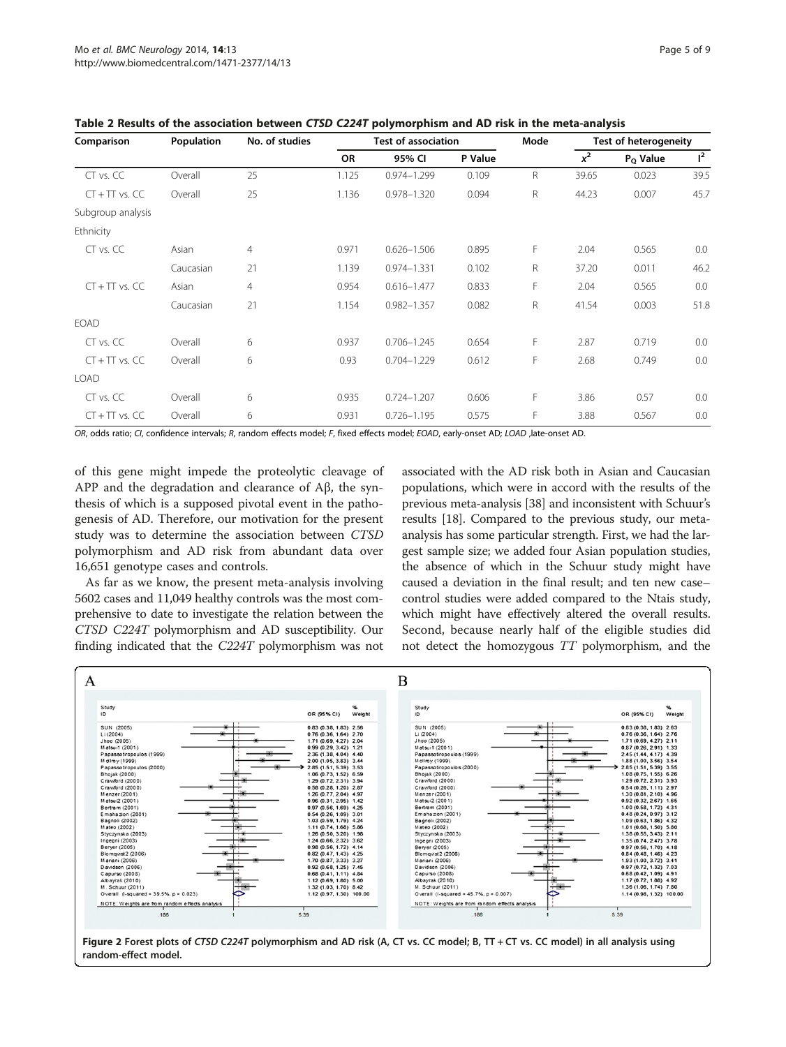**Table 2 Results of the association between *CTSD C224T* polymorphism and AD risk in the meta-analysis**

| Comparison | Population | No. of studies | Test of association | | | Mode | Test of heterogeneity | | |
|---|---|---|---|---|---|---|---|---|---|
| | | | OR | 95% CI | P Value | | $x^2$ | $P_Q$ Value | $I^2$ |
| CT vs. CC | Overall | 25 | 1.125 | 0.974–1.299 | 0.109 | R | 39.65 | 0.023 | 39.5 |
| CT + TT vs. CC | Overall | 25 | 1.136 | 0.978–1.320 | 0.094 | R | 44.23 | 0.007 | 45.7 |
| Subgroup analysis | | | | | | | | | |
| Ethnicity | | | | | | | | | |
| CT vs. CC | Asian | 4 | 0.971 | 0.626–1.506 | 0.895 | F | 2.04 | 0.565 | 0.0 |
| | Caucasian | 21 | 1.139 | 0.974–1.331 | 0.102 | R | 37.20 | 0.011 | 46.2 |
| CT + TT vs. CC | Asian | 4 | 0.954 | 0.616–1.477 | 0.833 | F | 2.04 | 0.565 | 0.0 |
| | Caucasian | 21 | 1.154 | 0.982–1.357 | 0.082 | R | 41.54 | 0.003 | 51.8 |
| EOAD | | | | | | | | | |
| CT vs. CC | Overall | 6 | 0.937 | 0.706–1.245 | 0.654 | F | 2.87 | 0.719 | 0.0 |
| CT + TT vs. CC | Overall | 6 | 0.93 | 0.704–1.229 | 0.612 | F | 2.68 | 0.749 | 0.0 |
| LOAD | | | | | | | | | |
| CT vs. CC | Overall | 6 | 0.935 | 0.724–1.207 | 0.606 | F | 3.86 | 0.57 | 0.0 |
| CT + TT vs. CC | Overall | 6 | 0.931 | 0.726–1.195 | 0.575 | F | 3.88 | 0.567 | 0.0 |

*OR*, odds ratio; *CI*, confidence intervals; *R*, random effects model; *F*, fixed effects model; *EOAD*, early-onset AD; *LOAD* ,late-onset AD.

of this gene might impede the proteolytic cleavage of APP and the degradation and clearance of Aβ, the synthesis of which is a supposed pivotal event in the pathogenesis of AD. Therefore, our motivation for the present study was to determine the association between *CTSD* polymorphism and AD risk from abundant data over 16,651 genotype cases and controls.

As far as we know, the present meta-analysis involving 5602 cases and 11,049 healthy controls was the most comprehensive to date to investigate the relation between the *CTSD C224T* polymorphism and AD susceptibility. Our finding indicated that the *C224T* polymorphism was not associated with the AD risk both in Asian and Caucasian populations, which were in accord with the results of the previous meta-analysis [38] and inconsistent with Schuur's results [18]. Compared to the previous study, our meta-analysis has some particular strength. First, we had the largest sample size; we added four Asian population studies, the absence of which in the Schuur study might have caused a deviation in the final result; and ten new case–control studies were added compared to the Ntais study, which might have effectively altered the overall results. Second, because nearly half of the eligible studies did not detect the homozygous *TT* polymorphism, and the

**Figure 2** Forest plots of *CTSD C224T* polymorphism and AD risk (A, CT vs. CC model; B, TT + CT vs. CC model) in all analysis using random-effect model.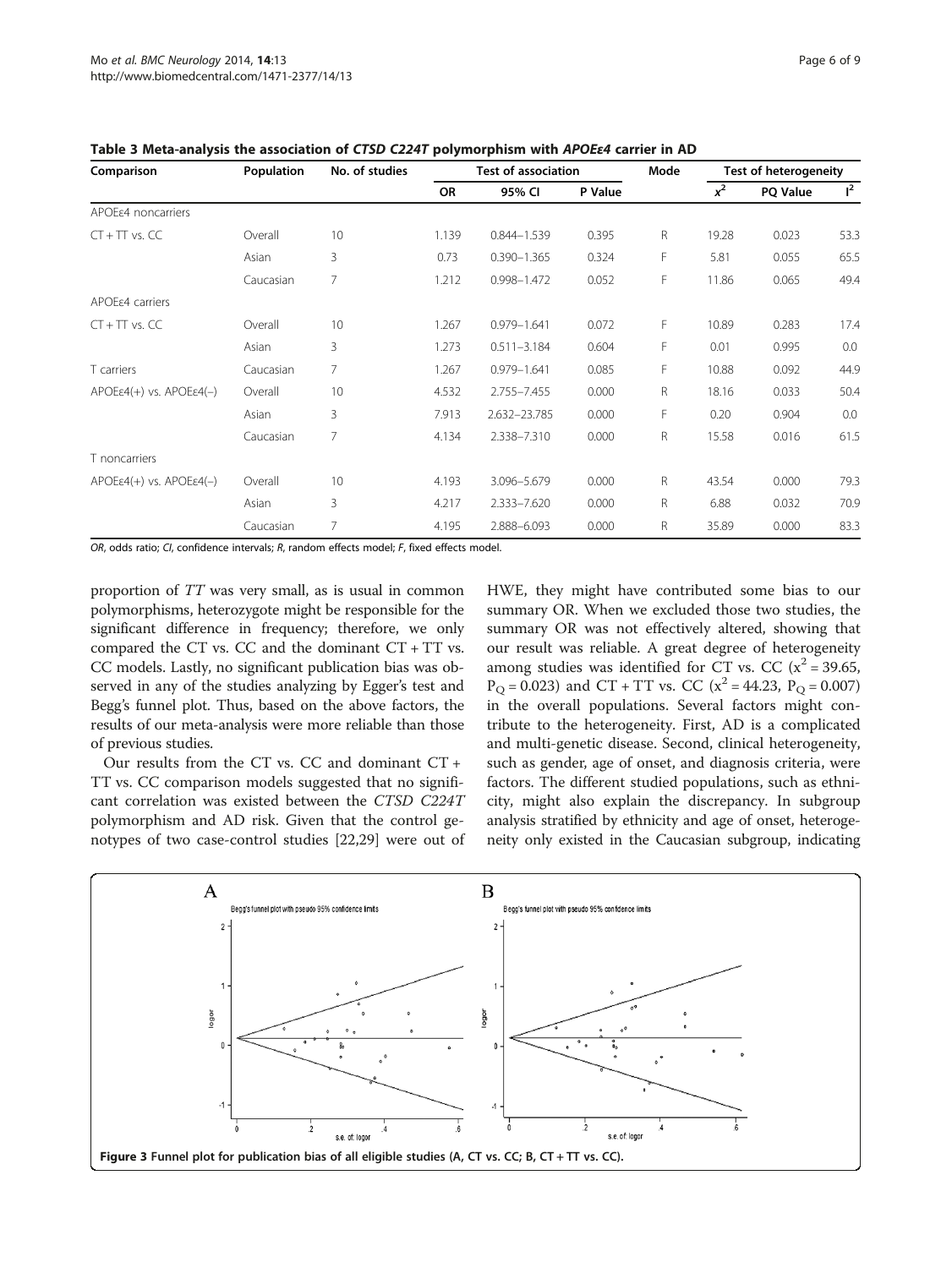**Table 3 Meta-analysis the association of *CTSD C224T* polymorphism with *APOEε4* carrier in AD**

| Comparison | Population | No. of studies | Test of association | | | Mode | Test of heterogeneity | | |
|---|---|---|---|---|---|---|---|---|---|
| | | | OR | 95% CI | P Value | | $x^2$ | PQ Value | $I^2$ |
| APOEε4 noncarriers | | | | | | | | | |
| CT + TT vs. CC | Overall | 10 | 1.139 | 0.844–1.539 | 0.395 | R | 19.28 | 0.023 | 53.3 |
| | Asian | 3 | 0.73 | 0.390–1.365 | 0.324 | F | 5.81 | 0.055 | 65.5 |
| | Caucasian | 7 | 1.212 | 0.998–1.472 | 0.052 | F | 11.86 | 0.065 | 49.4 |
| APOEε4 carriers | | | | | | | | | |
| CT + TT vs. CC | Overall | 10 | 1.267 | 0.979–1.641 | 0.072 | F | 10.89 | 0.283 | 17.4 |
| | Asian | 3 | 1.273 | 0.511–3.184 | 0.604 | F | 0.01 | 0.995 | 0.0 |
| T carriers | Caucasian | 7 | 1.267 | 0.979–1.641 | 0.085 | F | 10.88 | 0.092 | 44.9 |
| APOEε4(+) vs. APOEε4(−) | Overall | 10 | 4.532 | 2.755–7.455 | 0.000 | R | 18.16 | 0.033 | 50.4 |
| | Asian | 3 | 7.913 | 2.632–23.785 | 0.000 | F | 0.20 | 0.904 | 0.0 |
| | Caucasian | 7 | 4.134 | 2.338–7.310 | 0.000 | R | 15.58 | 0.016 | 61.5 |
| T noncarriers | | | | | | | | | |
| APOEε4(+) vs. APOEε4(−) | Overall | 10 | 4.193 | 3.096–5.679 | 0.000 | R | 43.54 | 0.000 | 79.3 |
| | Asian | 3 | 4.217 | 2.333–7.620 | 0.000 | R | 6.88 | 0.032 | 70.9 |
| | Caucasian | 7 | 4.195 | 2.888–6.093 | 0.000 | R | 35.89 | 0.000 | 83.3 |

*OR*, odds ratio; *CI*, confidence intervals; *R*, random effects model; *F*, fixed effects model.

proportion of *TT* was very small, as is usual in common polymorphisms, heterozygote might be responsible for the significant difference in frequency; therefore, we only compared the CT vs. CC and the dominant CT + TT vs. CC models. Lastly, no significant publication bias was observed in any of the studies analyzing by Egger's test and Begg's funnel plot. Thus, based on the above factors, the results of our meta-analysis were more reliable than those of previous studies.

Our results from the CT vs. CC and dominant CT + TT vs. CC comparison models suggested that no significant correlation was existed between the *CTSD C224T* polymorphism and AD risk. Given that the control genotypes of two case-control studies [22,29] were out of HWE, they might have contributed some bias to our summary OR. When we excluded those two studies, the summary OR was not effectively altered, showing that our result was reliable. A great degree of heterogeneity among studies was identified for CT vs. CC ($x^2 = 39.65$, $P_Q = 0.023$) and CT + TT vs. CC ($x^2 = 44.23$, $P_Q = 0.007$) in the overall populations. Several factors might contribute to the heterogeneity. First, AD is a complicated and multi-genetic disease. Second, clinical heterogeneity, such as gender, age of onset, and diagnosis criteria, were factors. The different studied populations, such as ethnicity, might also explain the discrepancy. In subgroup analysis stratified by ethnicity and age of onset, heterogeneity only existed in the Caucasian subgroup, indicating

**Figure 3** Funnel plot for publication bias of all eligible studies (A, CT vs. CC; B, CT + TT vs. CC).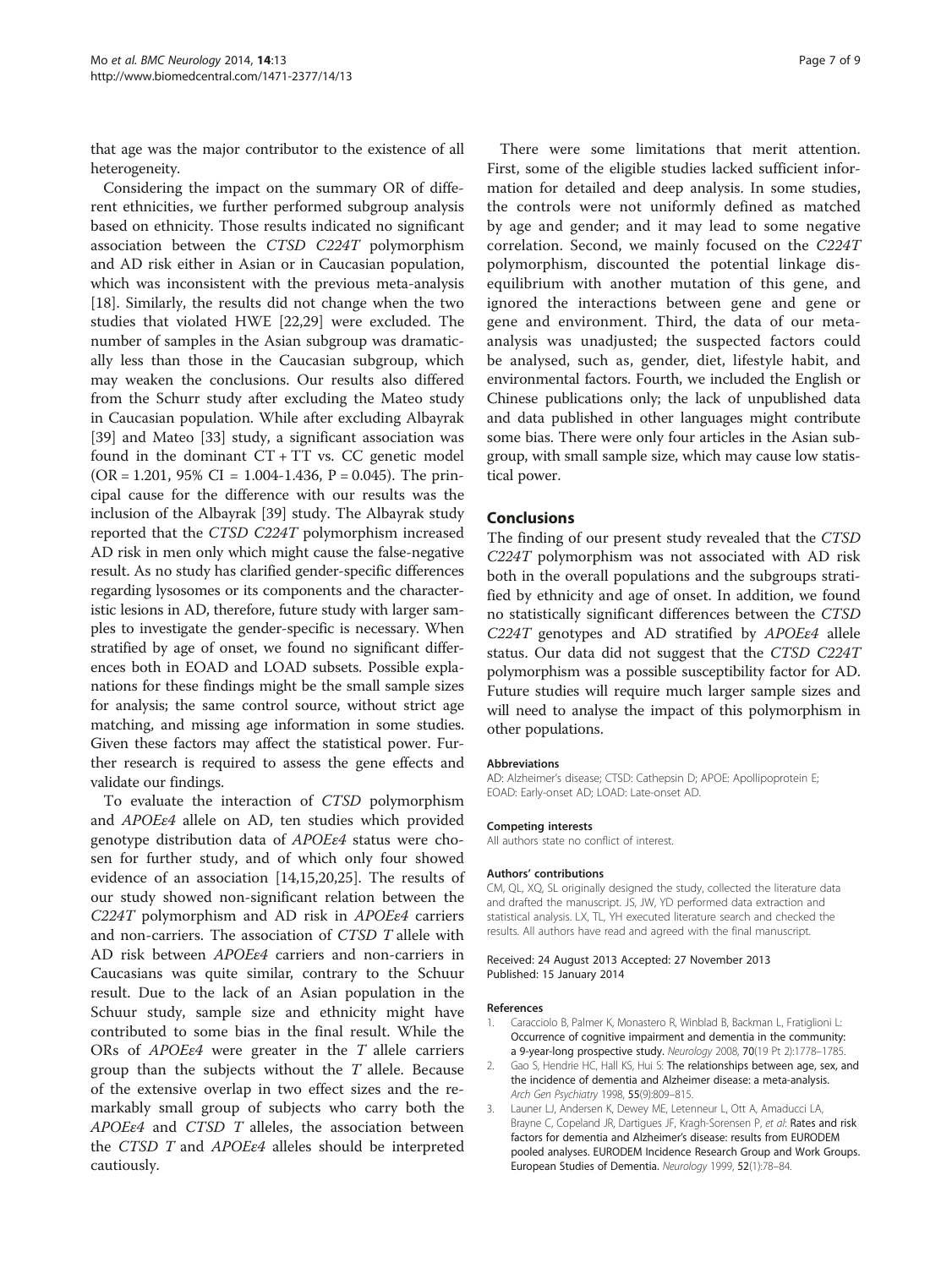that age was the major contributor to the existence of all heterogeneity.

Considering the impact on the summary OR of different ethnicities, we further performed subgroup analysis based on ethnicity. Those results indicated no significant association between the *CTSD C224T* polymorphism and AD risk either in Asian or in Caucasian population, which was inconsistent with the previous meta-analysis [18]. Similarly, the results did not change when the two studies that violated HWE [22,29] were excluded. The number of samples in the Asian subgroup was dramatically less than those in the Caucasian subgroup, which may weaken the conclusions. Our results also differed from the Schurr study after excluding the Mateo study in Caucasian population. While after excluding Albayrak [39] and Mateo [33] study, a significant association was found in the dominant CT + TT vs. CC genetic model (OR = 1.201, 95% CI = 1.004-1.436, P = 0.045). The principal cause for the difference with our results was the inclusion of the Albayrak [39] study. The Albayrak study reported that the *CTSD C224T* polymorphism increased AD risk in men only which might cause the false-negative result. As no study has clarified gender-specific differences regarding lysosomes or its components and the characteristic lesions in AD, therefore, future study with larger samples to investigate the gender-specific is necessary. When stratified by age of onset, we found no significant differences both in EOAD and LOAD subsets. Possible explanations for these findings might be the small sample sizes for analysis; the same control source, without strict age matching, and missing age information in some studies. Given these factors may affect the statistical power. Further research is required to assess the gene effects and validate our findings.

To evaluate the interaction of *CTSD* polymorphism and *APOEε4* allele on AD, ten studies which provided genotype distribution data of *APOEε4* status were chosen for further study, and of which only four showed evidence of an association [14,15,20,25]. The results of our study showed non-significant relation between the *C224T* polymorphism and AD risk in *APOEε4* carriers and non-carriers. The association of *CTSD T* allele with AD risk between *APOEε4* carriers and non-carriers in Caucasians was quite similar, contrary to the Schuur result. Due to the lack of an Asian population in the Schuur study, sample size and ethnicity might have contributed to some bias in the final result. While the ORs of *APOEε4* were greater in the *T* allele carriers group than the subjects without the *T* allele. Because of the extensive overlap in two effect sizes and the remarkably small group of subjects who carry both the *APOEε4* and *CTSD T* alleles, the association between the *CTSD T* and *APOEε4* alleles should be interpreted cautiously.

There were some limitations that merit attention. First, some of the eligible studies lacked sufficient information for detailed and deep analysis. In some studies, the controls were not uniformly defined as matched by age and gender; and it may lead to some negative correlation. Second, we mainly focused on the *C224T* polymorphism, discounted the potential linkage disequilibrium with another mutation of this gene, and ignored the interactions between gene and gene or gene and environment. Third, the data of our meta-analysis was unadjusted; the suspected factors could be analysed, such as, gender, diet, lifestyle habit, and environmental factors. Fourth, we included the English or Chinese publications only; the lack of unpublished data and data published in other languages might contribute some bias. There were only four articles in the Asian subgroup, with small sample size, which may cause low statistical power.

## Conclusions

The finding of our present study revealed that the *CTSD C224T* polymorphism was not associated with AD risk both in the overall populations and the subgroups stratified by ethnicity and age of onset. In addition, we found no statistically significant differences between the *CTSD C224T* genotypes and AD stratified by *APOEε4* allele status. Our data did not suggest that the *CTSD C224T* polymorphism was a possible susceptibility factor for AD. Future studies will require much larger sample sizes and will need to analyse the impact of this polymorphism in other populations.

#### Abbreviations

AD: Alzheimer's disease; CTSD: Cathepsin D; APOE: Apollipoprotein E; EOAD: Early-onset AD; LOAD: Late-onset AD.

#### Competing interests

All authors state no conflict of interest.

#### Authors' contributions

CM, QL, XQ, SL originally designed the study, collected the literature data and drafted the manuscript. JS, JW, YD performed data extraction and statistical analysis. LX, TL, YH executed literature search and checked the results. All authors have read and agreed with the final manuscript.

Received: 24 August 2013 Accepted: 27 November 2013
Published: 15 January 2014

#### References

1. Caracciolo B, Palmer K, Monastero R, Winblad B, Backman L, Fratiglioni L: Occurrence of cognitive impairment and dementia in the community: a 9-year-long prospective study. *Neurology* 2008, 70(19 Pt 2):1778–1785.
2. Gao S, Hendrie HC, Hall KS, Hui S: The relationships between age, sex, and the incidence of dementia and Alzheimer disease: a meta-analysis. *Arch Gen Psychiatry* 1998, 55(9):809–815.
3. Launer LJ, Andersen K, Dewey ME, Letenneur L, Ott A, Amaducci LA, Brayne C, Copeland JR, Dartigues JF, Kragh-Sorensen P, *et al*: Rates and risk factors for dementia and Alzheimer's disease: results from EURODEM pooled analyses. EURODEM Incidence Research Group and Work Groups. European Studies of Dementia. *Neurology* 1999, 52(1):78–84.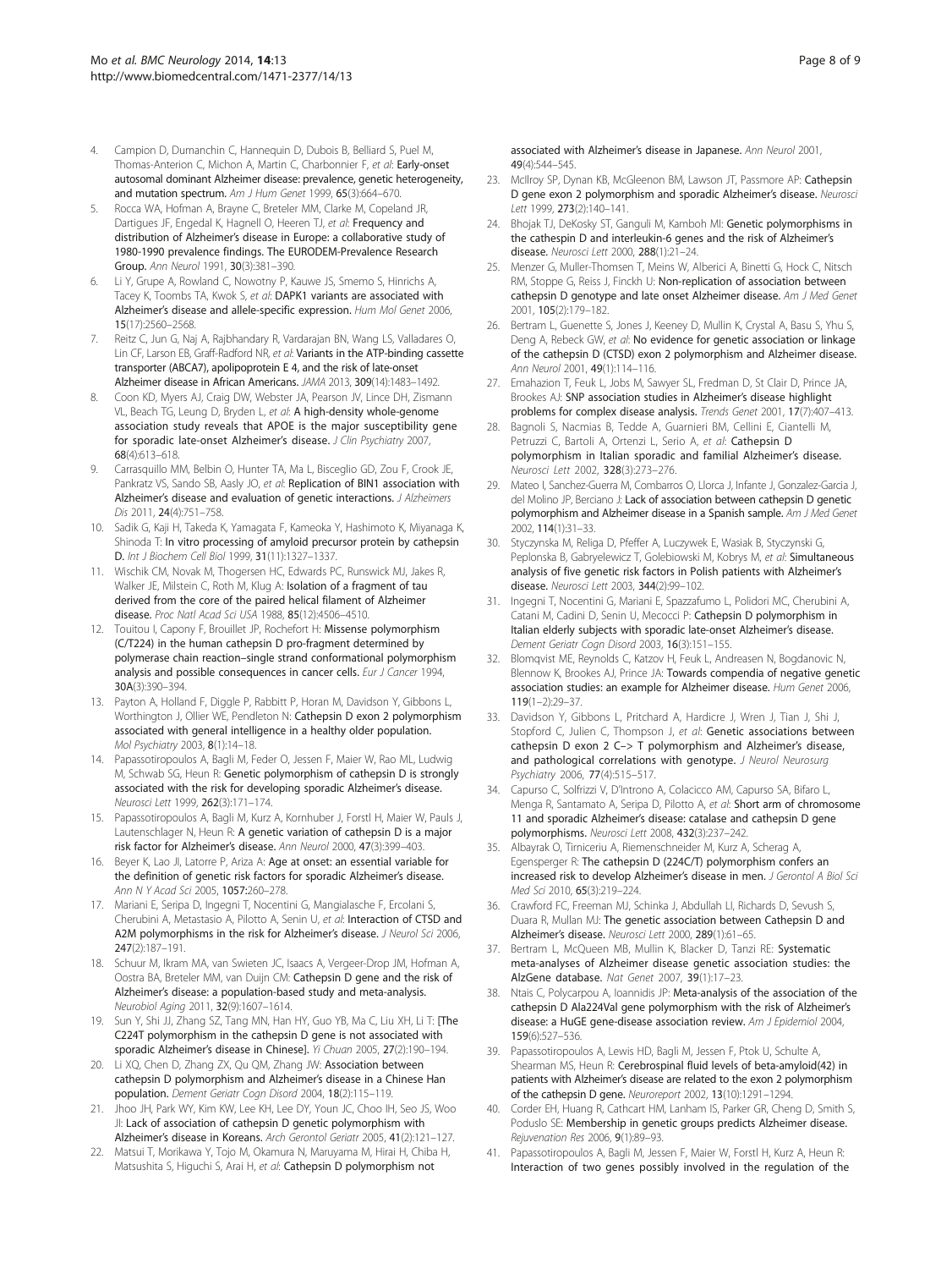4. Campion D, Dumanchin C, Hannequin D, Dubois B, Belliard S, Puel M, Thomas-Anterion C, Michon A, Martin C, Charbonnier F, *et al*: **Early-onset autosomal dominant Alzheimer disease: prevalence, genetic heterogeneity, and mutation spectrum.** *Am J Hum Genet* 1999, **65**(3):664–670.
5. Rocca WA, Hofman A, Brayne C, Breteler MM, Clarke M, Copeland JR, Dartigues JF, Engedal K, Hagnell O, Heeren TJ, *et al*: **Frequency and distribution of Alzheimer's disease in Europe: a collaborative study of 1980-1990 prevalence findings. The EURODEM-Prevalence Research Group.** *Ann Neurol* 1991, **30**(3):381–390.
6. Li Y, Grupe A, Rowland C, Nowotny P, Kauwe JS, Smemo S, Hinrichs A, Tacey K, Toombs TA, Kwok S, *et al*: **DAPK1 variants are associated with Alzheimer's disease and allele-specific expression.** *Hum Mol Genet* 2006, **15**(17):2560–2568.
7. Reitz C, Jun G, Naj A, Rajbhandary R, Vardarajan BN, Wang LS, Valladares O, Lin CF, Larson EB, Graff-Radford NR, *et al*: **Variants in the ATP-binding cassette transporter (ABCA7), apolipoprotein E 4, and the risk of late-onset Alzheimer disease in African Americans.** *JAMA* 2013, **309**(14):1483–1492.
8. Coon KD, Myers AJ, Craig DW, Webster JA, Pearson JV, Lince DH, Zismann VL, Beach TG, Leung D, Bryden L, *et al*: **A high-density whole-genome association study reveals that APOE is the major susceptibility gene for sporadic late-onset Alzheimer's disease.** *J Clin Psychiatry* 2007, **68**(4):613–618.
9. Carrasquillo MM, Belbin O, Hunter TA, Ma L, Bisceglio GD, Zou F, Crook JE, Pankratz VS, Sando SB, Aasly JO, *et al*: **Replication of BIN1 association with Alzheimer's disease and evaluation of genetic interactions.** *J Alzheimers Dis* 2011, **24**(4):751–758.
10. Sadik G, Kaji H, Takeda K, Yamagata F, Kameoka Y, Hashimoto K, Miyanaga K, Shinoda T: **In vitro processing of amyloid precursor protein by cathepsin D.** *Int J Biochem Cell Biol* 1999, **31**(11):1327–1337.
11. Wischik CM, Novak M, Thogersen HC, Edwards PC, Runswick MJ, Jakes R, Walker JE, Milstein C, Roth M, Klug A: **Isolation of a fragment of tau derived from the core of the paired helical filament of Alzheimer disease.** *Proc Natl Acad Sci USA* 1988, **85**(12):4506–4510.
12. Touitou I, Capony F, Brouillet JP, Rochefort H: **Missense polymorphism (C/T224) in the human cathepsin D pro-fragment determined by polymerase chain reaction–single strand conformational polymorphism analysis and possible consequences in cancer cells.** *Eur J Cancer* 1994, **30A**(3):390–394.
13. Payton A, Holland F, Diggle P, Rabbitt P, Horan M, Davidson Y, Gibbons L, Worthington J, Ollier WE, Pendleton N: **Cathepsin D exon 2 polymorphism associated with general intelligence in a healthy older population.** *Mol Psychiatry* 2003, **8**(1):14–18.
14. Papassotiropoulos A, Bagli M, Feder O, Jessen F, Maier W, Rao ML, Ludwig M, Schwab SG, Heun R: **Genetic polymorphism of cathepsin D is strongly associated with the risk for developing sporadic Alzheimer's disease.** *Neurosci Lett* 1999, **262**(3):171–174.
15. Papassotiropoulos A, Bagli M, Kurz A, Kornhuber J, Forstl H, Maier W, Pauls J, Lautenschlager N, Heun R: **A genetic variation of cathepsin D is a major risk factor for Alzheimer's disease.** *Ann Neurol* 2000, **47**(3):399–403.
16. Beyer K, Lao JI, Latorre P, Ariza A: **Age at onset: an essential variable for the definition of genetic risk factors for sporadic Alzheimer's disease.** *Ann N Y Acad Sci* 2005, **1057**:260–278.
17. Mariani E, Seripa D, Ingegni T, Nocentini G, Mangialasche F, Ercolani S, Cherubini A, Metastasio A, Pilotto A, Senin U, *et al*: **Interaction of CTSD and A2M polymorphisms in the risk for Alzheimer's disease.** *J Neurol Sci* 2006, **247**(2):187–191.
18. Schuur M, Ikram MA, van Swieten JC, Isaacs A, Vergeer-Drop JM, Hofman A, Oostra BA, Breteler MM, van Duijn CM: **Cathepsin D gene and the risk of Alzheimer's disease: a population-based study and meta-analysis.** *Neurobiol Aging* 2011, **32**(9):1607–1614.
19. Sun Y, Shi JJ, Zhang SZ, Tang MN, Han HY, Guo YB, Ma C, Liu XH, Li T: **[The C224T polymorphism in the cathepsin D gene is not associated with sporadic Alzheimer's disease in Chinese].** *Yi Chuan* 2005, **27**(2):190–194.
20. Li XQ, Chen D, Zhang ZX, Qu QM, Zhang JW: **Association between cathepsin D polymorphism and Alzheimer's disease in a Chinese Han population.** *Dement Geriatr Cogn Disord* 2004, **18**(2):115–119.
21. Jhoo JH, Park WY, Kim KW, Lee KH, Lee DY, Youn JC, Choo IH, Seo JS, Woo JI: **Lack of association of cathepsin D genetic polymorphism with Alzheimer's disease in Koreans.** *Arch Gerontol Geriatr* 2005, **41**(2):121–127.
22. Matsui T, Morikawa Y, Tojo M, Okamura N, Maruyama M, Hirai H, Chiba H, Matsushita S, Higuchi S, Arai H, *et al*: **Cathepsin D polymorphism not associated with Alzheimer's disease in Japanese.** *Ann Neurol* 2001, **49**(4):544–545.
23. McIlroy SP, Dynan KB, McGleenon BM, Lawson JT, Passmore AP: **Cathepsin D gene exon 2 polymorphism and sporadic Alzheimer's disease.** *Neurosci Lett* 1999, **273**(2):140–141.
24. Bhojak TJ, DeKosky ST, Ganguli M, Kamboh MI: **Genetic polymorphisms in the cathespin D and interleukin-6 genes and the risk of Alzheimer's disease.** *Neurosci Lett* 2000, **288**(1):21–24.
25. Menzer G, Muller-Thomsen T, Meins W, Alberici A, Binetti G, Hock C, Nitsch RM, Stoppe G, Reiss J, Finckh U: **Non-replication of association between cathepsin D genotype and late onset Alzheimer disease.** *Am J Med Genet* 2001, **105**(2):179–182.
26. Bertram L, Guenette S, Jones J, Keeney D, Mullin K, Crystal A, Basu S, Yhu S, Deng A, Rebeck GW, *et al*: **No evidence for genetic association or linkage of the cathepsin D (CTSD) exon 2 polymorphism and Alzheimer disease.** *Ann Neurol* 2001, **49**(1):114–116.
27. Emahazion T, Feuk L, Jobs M, Sawyer SL, Fredman D, St Clair D, Prince JA, Brookes AJ: **SNP association studies in Alzheimer's disease highlight problems for complex disease analysis.** *Trends Genet* 2001, **17**(7):407–413.
28. Bagnoli S, Nacmias B, Tedde A, Guarnieri BM, Cellini E, Ciantelli M, Petruzzi C, Bartoli A, Ortenzi L, Serio A, *et al*: **Cathepsin D polymorphism in Italian sporadic and familial Alzheimer's disease.** *Neurosci Lett* 2002, **328**(3):273–276.
29. Mateo I, Sanchez-Guerra M, Combarros O, Llorca J, Infante J, Gonzalez-Garcia J, del Molino JP, Berciano J: **Lack of association between cathepsin D genetic polymorphism and Alzheimer disease in a Spanish sample.** *Am J Med Genet* 2002, **114**(1):31–33.
30. Styczynska M, Religa D, Pfeffer A, Luczywek E, Wasiak B, Styczynski G, Peplonska B, Gabryelewicz T, Golebiowski M, Kobrys M, *et al*: **Simultaneous analysis of five genetic risk factors for Polish patients with Alzheimer's disease.** *Neurosci Lett* 2003, **344**(2):99–102.
31. Ingegni T, Nocentini G, Mariani E, Spazzafumo L, Polidori MC, Cherubini A, Catani M, Cadini D, Senin U, Mecocci P: **Cathepsin D polymorphism in Italian elderly subjects with sporadic late-onset Alzheimer's disease.** *Dement Geriatr Cogn Disord* 2003, **16**(3):151–155.
32. Blomqvist ME, Reynolds C, Katzov H, Feuk L, Andreasen N, Bogdanovic N, Blennow K, Brookes AJ, Prince JA: **Towards compendia of negative genetic association studies: an example for Alzheimer disease.** *Hum Genet* 2006, **119**(1–2):29–37.
33. Davidson Y, Gibbons L, Pritchard A, Hardicre J, Wren J, Tian J, Shi J, Stopford C, Julien C, Thompson J, *et al*: **Genetic associations between cathepsin D exon 2 C–> T polymorphism and Alzheimer's disease, and pathological correlations with genotype.** *J Neurol Neurosurg Psychiatry* 2006, **77**(4):515–517.
34. Capurso C, Solfrizzi V, D'Introno A, Colacicco AM, Capurso SA, Bifaro L, Menga R, Santamato A, Seripa D, Pilotto A, *et al*: **Short arm of chromosome 11 and sporadic Alzheimer's disease: catalase and cathepsin D gene polymorphisms.** *Neurosci Lett* 2008, **432**(3):237–242.
35. Albayrak O, Tirniceriu A, Riemenschneider M, Kurz A, Scherag A, Egensperger R: **The cathepsin D (224C/T) polymorphism confers an increased risk to develop Alzheimer's disease in men.** *J Gerontol A Biol Sci Med Sci* 2010, **65**(3):219–224.
36. Crawford FC, Freeman MJ, Schinka J, Abdullah LI, Richards D, Sevush S, Duara R, Mullan MJ: **The genetic association between Cathepsin D and Alzheimer's disease.** *Neurosci Lett* 2000, **289**(1):61–65.
37. Bertram L, McQueen MB, Mullin K, Blacker D, Tanzi RE: **Systematic meta-analyses of Alzheimer disease genetic association studies: the AlzGene database.** *Nat Genet* 2007, **39**(1):17–23.
38. Ntais C, Polycarpou A, Ioannidis JP: **Meta-analysis of the association of the cathepsin D Ala224Val gene polymorphism with the risk of Alzheimer's disease: a HuGE gene-disease association review.** *Am J Epidemiol* 2004, **159**(6):527–536.
39. Papassotiropoulos A, Lewis HD, Bagli M, Jessen F, Ptok U, Schulte A, Shearman MS, Heun R: **Cerebrospinal fluid levels of beta-amyloid(42) in patients with Alzheimer's disease are related to the exon 2 polymorphism of the cathepsin D gene.** *Neuroreport* 2002, **13**(10):1291–1294.
40. Corder EH, Huang R, Cathcart HM, Lanham IS, Parker GR, Cheng D, Smith S, Poduslo SE: **Membership in genetic groups predicts Alzheimer disease.** *Rejuvenation Res* 2006, **9**(1):89–93.
41. Papassotiropoulos A, Bagli M, Jessen F, Maier W, Forstl H, Kurz A, Heun R: **Interaction of two genes possibly involved in the regulation of the**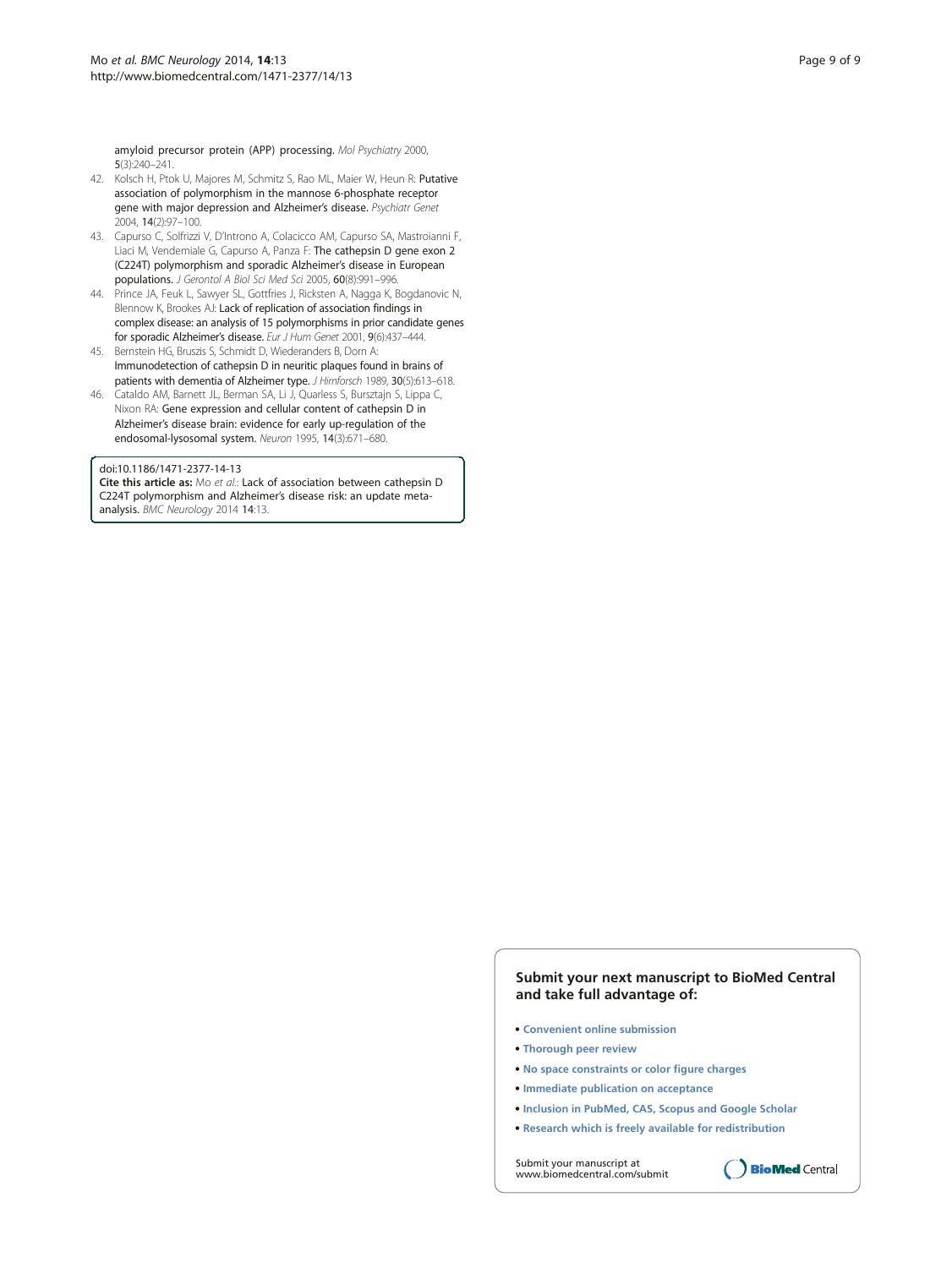amyloid precursor protein (APP) processing. *Mol Psychiatry* 2000, **5**(3):240–241.

42. Kolsch H, Ptok U, Majores M, Schmitz S, Rao ML, Maier W, Heun R: **Putative association of polymorphism in the mannose 6-phosphate receptor gene with major depression and Alzheimer's disease.** *Psychiatr Genet* 2004, **14**(2):97–100.
43. Capurso C, Solfrizzi V, D'Introno A, Colacicco AM, Capurso SA, Mastroianni F, Liaci M, Vendemiale G, Capurso A, Panza F: **The cathepsin D gene exon 2 (C224T) polymorphism and sporadic Alzheimer's disease in European populations.** *J Gerontol A Biol Sci Med Sci* 2005, **60**(8):991–996.
44. Prince JA, Feuk L, Sawyer SL, Gottfries J, Ricksten A, Nagga K, Bogdanovic N, Blennow K, Brookes AJ: **Lack of replication of association findings in complex disease: an analysis of 15 polymorphisms in prior candidate genes for sporadic Alzheimer's disease.** *Eur J Hum Genet* 2001, **9**(6):437–444.
45. Bernstein HG, Bruszis S, Schmidt D, Wiederanders B, Dorn A: **Immunodetection of cathepsin D in neuritic plaques found in brains of patients with dementia of Alzheimer type.** *J Hirnforsch* 1989, **30**(5):613–618.
46. Cataldo AM, Barnett JL, Berman SA, Li J, Quarless S, Bursztajn S, Lippa C, Nixon RA: **Gene expression and cellular content of cathepsin D in Alzheimer's disease brain: evidence for early up-regulation of the endosomal-lysosomal system.** *Neuron* 1995, **14**(3):671–680.

doi:10.1186/1471-2377-14-13
**Cite this article as:** Mo *et al.*: Lack of association between cathepsin D C224T polymorphism and Alzheimer's disease risk: an update meta-analysis. *BMC Neurology* 2014 **14**:13.

**Submit your next manuscript to BioMed Central and take full advantage of:**

- **Convenient online submission**
- **Thorough peer review**
- **No space constraints or color figure charges**
- **Immediate publication on acceptance**
- **Inclusion in PubMed, CAS, Scopus and Google Scholar**
- **Research which is freely available for redistribution**

Submit your manuscript at
www.biomedcentral.com/submit

BioMed Central